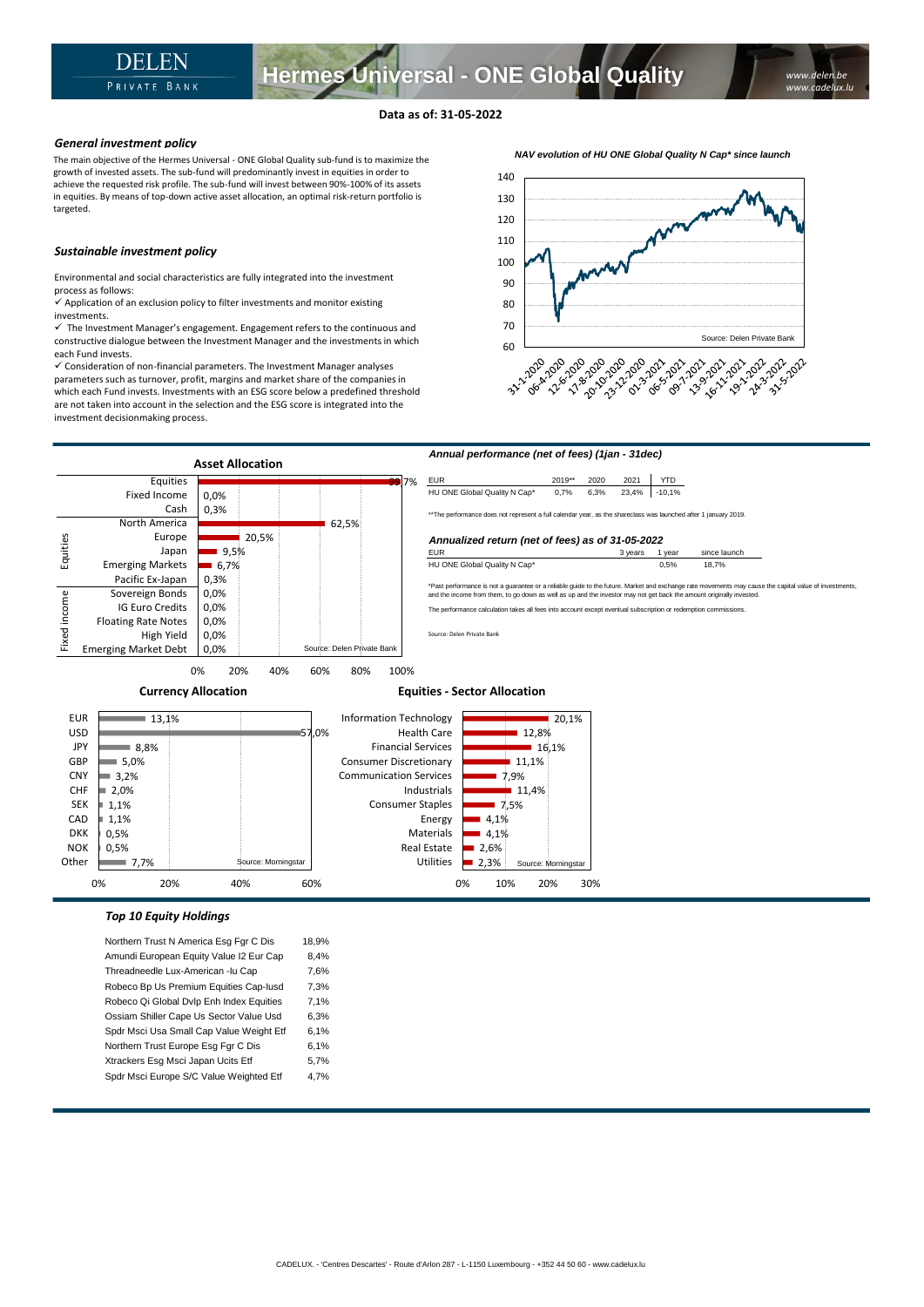# Hermes Universal - ONE Global Quality

DELEN PRIVATE BANK

*www.delen.be*
*www.cadelux.lu*

**Data as of: 31-05-2022**

### *General investment policy*

The main objective of the Hermes Universal - ONE Global Quality sub-fund is to maximize the growth of invested assets. The sub-fund will predominantly invest in equities in order to achieve the requested risk profile. The sub-fund will invest between 90%-100% of its assets in equities. By means of top-down active asset allocation, an optimal risk-return portfolio is targeted.

### *Sustainable investment policy*

Environmental and social characteristics are fully integrated into the investment process as follows:

✓ Application of an exclusion policy to filter investments and monitor existing investments.

✓ The Investment Manager's engagement. Engagement refers to the continuous and constructive dialogue between the Investment Manager and the investments in which each Fund invests.

✓ Consideration of non-financial parameters. The Investment Manager analyses parameters such as turnover, profit, margins and market share of the companies in which each Fund invests. Investments with an ESG score below a predefined threshold are not taken into account in the selection and the ESG score is integrated into the investment decisionmaking process.

***NAV evolution of HU ONE Global Quality N Cap\* since launch***

Source: Delen Private Bank

## Asset Allocation

| | | |
|---|---|---|
| | Equities | 99,7% |
| | Fixed Income | 0,0% |
| | Cash | 0,3% |
| Equities | North America | 62,5% |
| | Europe | 20,5% |
| | Japan | 9,5% |
| | Emerging Markets | 6,7% |
| | Pacific Ex-Japan | 0,3% |
| Fixed income | Sovereign Bonds | 0,0% |
| | IG Euro Credits | 0,0% |
| | Floating Rate Notes | 0,0% |
| | High Yield | 0,0% |
| | Emerging Market Debt | 0,0% |

Source: Delen Private Bank

### *Annual performance (net of fees) (1jan - 31dec)*

| EUR | 2019** | 2020 | 2021 | YTD |
|---|---|---|---|---|
| HU ONE Global Quality N Cap* | 0,7% | 6,3% | 23,4% | -10,1% |

**The performance does not represent a full calendar year, as the shareclass was launched after 1 january 2019.

### *Annualized return (net of fees) as of 31-05-2022*

| EUR | 3 years | 1 year | since launch |
|---|---|---|---|
| HU ONE Global Quality N Cap* | | 0,5% | 18,7% |

*Past performance is not a guarantee or a reliable guide to the future. Market and exchange rate movements may cause the capital value of investments, and the income from them, to go down as well as up and the investor may not get back the amount originally invested.

The performance calculation takes all fees into account except eventual subscription or redemption commissions.

Source: Delen Private Bank

## Currency Allocation

| Currency | % |
|---|---|
| EUR | 13,1% |
| USD | 57,0% |
| JPY | 8,8% |
| GBP | 5,0% |
| CNY | 3,2% |
| CHF | 2,0% |
| SEK | 1,1% |
| CAD | 1,1% |
| DKK | 0,5% |
| NOK | 0,5% |
| Other | 7,7% |

Source: Morningstar

## Equities - Sector Allocation

| Sector | % |
|---|---|
| Information Technology | 20,1% |
| Health Care | 12,8% |
| Financial Services | 16,1% |
| Consumer Discretionary | 11,1% |
| Communication Services | 7,9% |
| Industrials | 11,4% |
| Consumer Staples | 7,5% |
| Energy | 4,1% |
| Materials | 4,1% |
| Real Estate | 2,6% |
| Utilities | 2,3% |

Source: Morningstar

### *Top 10 Equity Holdings*

| Holding | % |
|---|---|
| Northern Trust N America Esg Fgr C Dis | 18,9% |
| Amundi European Equity Value I2 Eur Cap | 8,4% |
| Threadneedle Lux-American -Iu Cap | 7,6% |
| Robeco Bp Us Premium Equities Cap-Iusd | 7,3% |
| Robeco Qi Global Dvlp Enh Index Equities | 7,1% |
| Ossiam Shiller Cape Us Sector Value Usd | 6,3% |
| Spdr Msci Usa Small Cap Value Weight Etf | 6,1% |
| Northern Trust Europe Esg Fgr C Dis | 6,1% |
| Xtrackers Esg Msci Japan Ucits Etf | 5,7% |
| Spdr Msci Europe S/C Value Weighted Etf | 4,7% |

CADELUX. - 'Centres Descartes' - Route d'Arlon 287 - L-1150 Luxembourg - +352 44 50 60 - www.cadelux.lu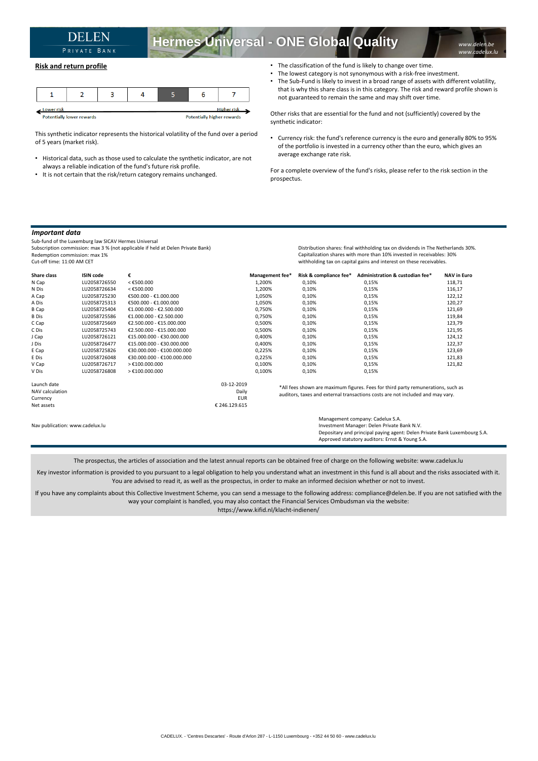DELEN PRIVATE BANK

# Hermes Universal - ONE Global Quality

www.delen.be
www.cadelux.lu

## Risk and return profile

| 1 | 2 | 3 | 4 | 5 | 6 | 7 |
|---|---|---|---|---|---|---|

Lower risk — Higher risk

Potentially lower rewards — Potentially higher rewards

This synthetic indicator represents the historical volatility of the fund over a period of 5 years (market risk).

- Historical data, such as those used to calculate the synthetic indicator, are not always a reliable indication of the fund's future risk profile.
- It is not certain that the risk/return category remains unchanged.
- The classification of the fund is likely to change over time.
- The lowest category is not synonymous with a risk-free investment.
- The Sub-Fund is likely to invest in a broad range of assets with different volatility, that is why this share class is in this category. The risk and reward profile shown is not guaranteed to remain the same and may shift over time.

Other risks that are essential for the fund and not (sufficiently) covered by the synthetic indicator:

- Currency risk: the fund's reference currency is the euro and generally 80% to 95% of the portfolio is invested in a currency other than the euro, which gives an average exchange rate risk.

For a complete overview of the fund's risks, please refer to the risk section in the prospectus.

## *Important data*

Sub-fund of the Luxemburg law SICAV Hermes Universal
Subscription commission: max 3 % (not applicable if held at Delen Private Bank)
Redemption commission: max 1%
Cut-off time: 11:00 AM CET

Distribution shares: final withholding tax on dividends in The Netherlands 30%.
Capitalization shares with more than 10% invested in receivables: 30% withholding tax on capital gains and interest on these receivables.

| Share class | ISIN code | € | Management fee* | Risk & compliance fee* | Administration & custodian fee* | NAV in Euro |
|---|---|---|---|---|---|---|
| N Cap | LU2058726550 | < €500.000 | 1,200% | 0,10% | 0,15% | 118,71 |
| N Dis | LU2058726634 | < €500.000 | 1,200% | 0,10% | 0,15% | 116,17 |
| A Cap | LU2058725230 | €500.000 - €1.000.000 | 1,050% | 0,10% | 0,15% | 122,12 |
| A Dis | LU2058725313 | €500.000 - €1.000.000 | 1,050% | 0,10% | 0,15% | 120,27 |
| B Cap | LU2058725404 | €1.000.000 - €2.500.000 | 0,750% | 0,10% | 0,15% | 121,69 |
| B Dis | LU2058725586 | €1.000.000 - €2.500.000 | 0,750% | 0,10% | 0,15% | 119,84 |
| C Cap | LU2058725669 | €2.500.000 - €15.000.000 | 0,500% | 0,10% | 0,15% | 123,79 |
| C Dis | LU2058725743 | €2.500.000 - €15.000.000 | 0,500% | 0,10% | 0,15% | 121,95 |
| J Cap | LU2058726121 | €15.000.000 - €30.000.000 | 0,400% | 0,10% | 0,15% | 124,12 |
| J Dis | LU2058726477 | €15.000.000 - €30.000.000 | 0,400% | 0,10% | 0,15% | 122,37 |
| E Cap | LU2058725826 | €30.000.000 - €100.000.000 | 0,225% | 0,10% | 0,15% | 123,69 |
| E Dis | LU2058726048 | €30.000.000 - €100.000.000 | 0,225% | 0,10% | 0,15% | 121,83 |
| V Cap | LU2058726717 | > €100.000.000 | 0,100% | 0,10% | 0,15% | 121,82 |
| V Dis | LU2058726808 | > €100.000.000 | 0,100% | 0,10% | 0,15% | |

| | |
|---|---|
| Launch date | 03-12-2019 |
| NAV calculation | Daily |
| Currency | EUR |
| Net assets | € 246.129.615 |

*All fees shown are maximum figures. Fees for third party remunerations, such as auditors, taxes and external transactions costs are not included and may vary.

Nav publication: www.cadelux.lu

Management company: Cadelux S.A.
Investment Manager: Delen Private Bank N.V.
Depositary and principal paying agent: Delen Private Bank Luxembourg S.A.
Approved statutory auditors: Ernst & Young S.A.

The prospectus, the articles of association and the latest annual reports can be obtained free of charge on the following website: www.cadelux.lu

Key investor information is provided to you pursuant to a legal obligation to help you understand what an investment in this fund is all about and the risks associated with it. You are advised to read it, as well as the prospectus, in order to make an informed decision whether or not to invest.

If you have any complaints about this Collective Investment Scheme, you can send a message to the following address: compliance@delen.be. If you are not satisfied with the way your complaint is handled, you may also contact the Financial Services Ombudsman via the website: https://www.kifid.nl/klacht-indienen/

CADELUX. - 'Centres Descartes' - Route d'Arlon 287 - L-1150 Luxembourg - +352 44 50 60 - www.cadelux.lu